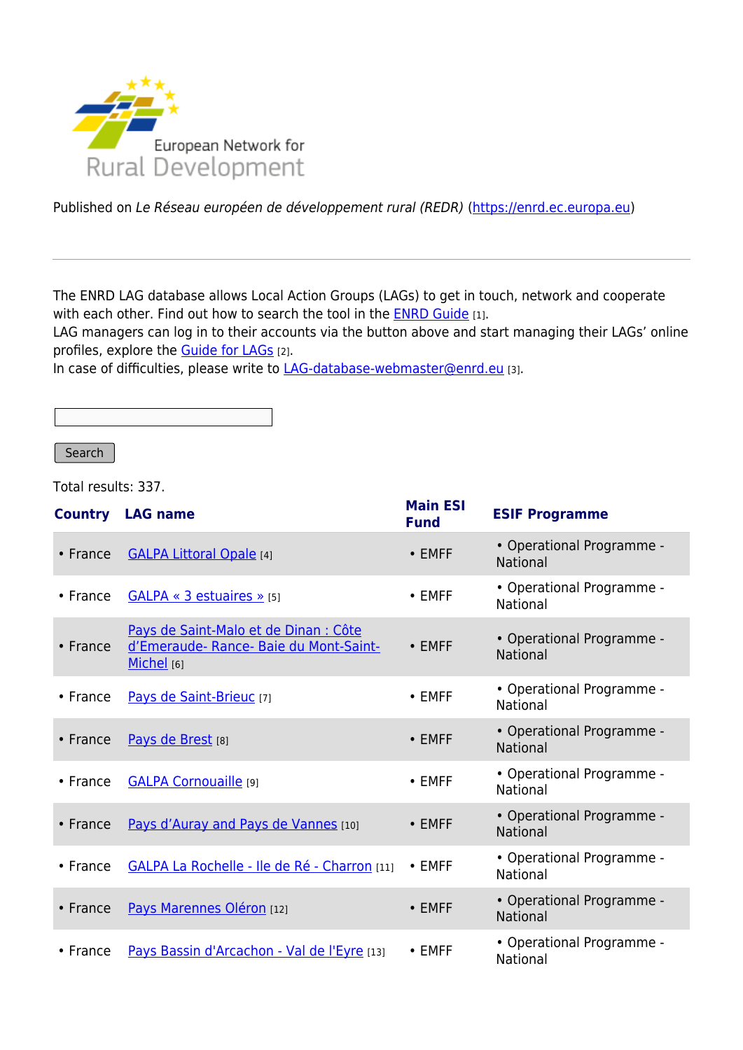European Network for Rural Development

Published on *Le Réseau européen de développement rural (REDR)* (https://enrd.ec.europa.eu)

---

The ENRD LAG database allows Local Action Groups (LAGs) to get in touch, network and cooperate with each other. Find out how to search the tool in the ENRD Guide [1].
LAG managers can log in to their accounts via the button above and start managing their LAGs' online profiles, explore the Guide for LAGs [2].
In case of difficulties, please write to LAG-database-webmaster@enrd.eu [3].

Search

Total results: 337.

| Country | LAG name | Main ESI Fund | ESIF Programme |
|---|---|---|---|
| • France | GALPA Littoral Opale [4] | • EMFF | • Operational Programme - National |
| • France | GALPA « 3 estuaires » [5] | • EMFF | • Operational Programme - National |
| • France | Pays de Saint-Malo et de Dinan : Côte d'Emeraude- Rance- Baie du Mont-Saint-Michel [6] | • EMFF | • Operational Programme - National |
| • France | Pays de Saint-Brieuc [7] | • EMFF | • Operational Programme - National |
| • France | Pays de Brest [8] | • EMFF | • Operational Programme - National |
| • France | GALPA Cornouaille [9] | • EMFF | • Operational Programme - National |
| • France | Pays d'Auray and Pays de Vannes [10] | • EMFF | • Operational Programme - National |
| • France | GALPA La Rochelle - Ile de Ré - Charron [11] | • EMFF | • Operational Programme - National |
| • France | Pays Marennes Oléron [12] | • EMFF | • Operational Programme - National |
| • France | Pays Bassin d'Arcachon - Val de l'Eyre [13] | • EMFF | • Operational Programme - National |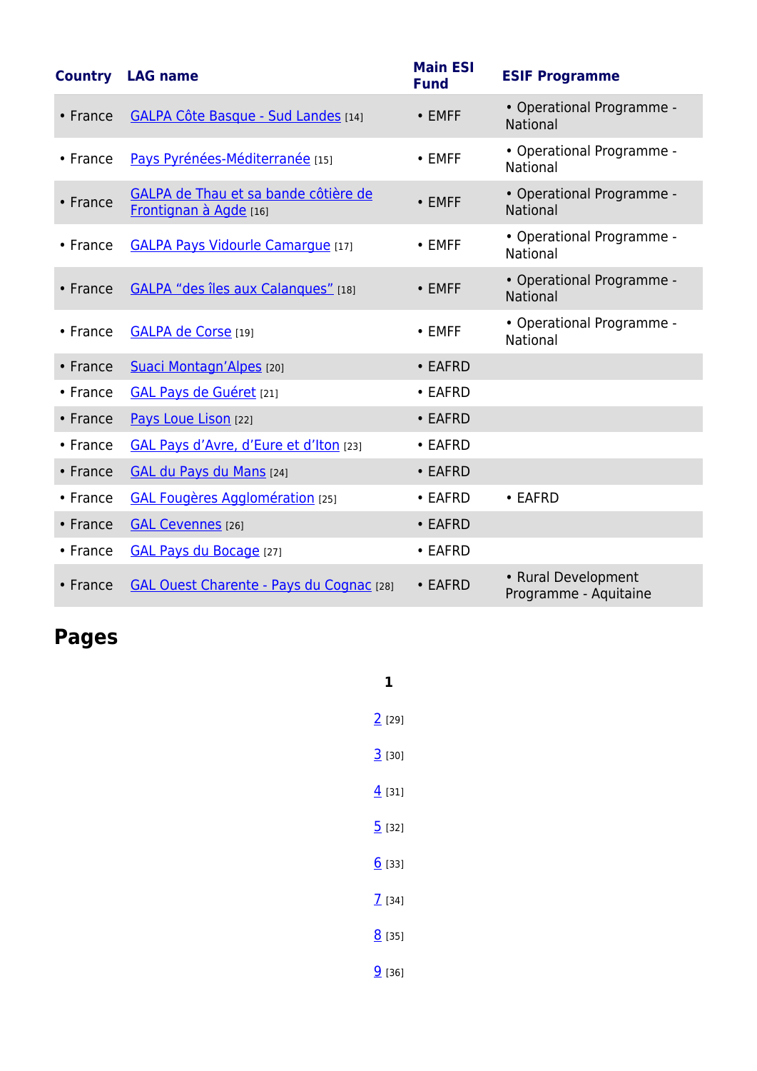| Country | LAG name | Main ESI Fund | ESIF Programme |
|---|---|---|---|
| • France | GALPA Côte Basque - Sud Landes [14] | • EMFF | • Operational Programme - National |
| • France | Pays Pyrénées-Méditerranée [15] | • EMFF | • Operational Programme - National |
| • France | GALPA de Thau et sa bande côtière de Frontignan à Agde [16] | • EMFF | • Operational Programme - National |
| • France | GALPA Pays Vidourle Camargue [17] | • EMFF | • Operational Programme - National |
| • France | GALPA "des îles aux Calanques" [18] | • EMFF | • Operational Programme - National |
| • France | GALPA de Corse [19] | • EMFF | • Operational Programme - National |
| • France | Suaci Montagn'Alpes [20] | • EAFRD | |
| • France | GAL Pays de Guéret [21] | • EAFRD | |
| • France | Pays Loue Lison [22] | • EAFRD | |
| • France | GAL Pays d'Avre, d'Eure et d'Iton [23] | • EAFRD | |
| • France | GAL du Pays du Mans [24] | • EAFRD | |
| • France | GAL Fougères Agglomération [25] | • EAFRD | • EAFRD |
| • France | GAL Cevennes [26] | • EAFRD | |
| • France | GAL Pays du Bocage [27] | • EAFRD | |
| • France | GAL Ouest Charente - Pays du Cognac [28] | • EAFRD | • Rural Development Programme - Aquitaine |

## Pages

**1**

2 [29]

3 [30]

4 [31]

5 [32]

6 [33]

7 [34]

8 [35]

9 [36]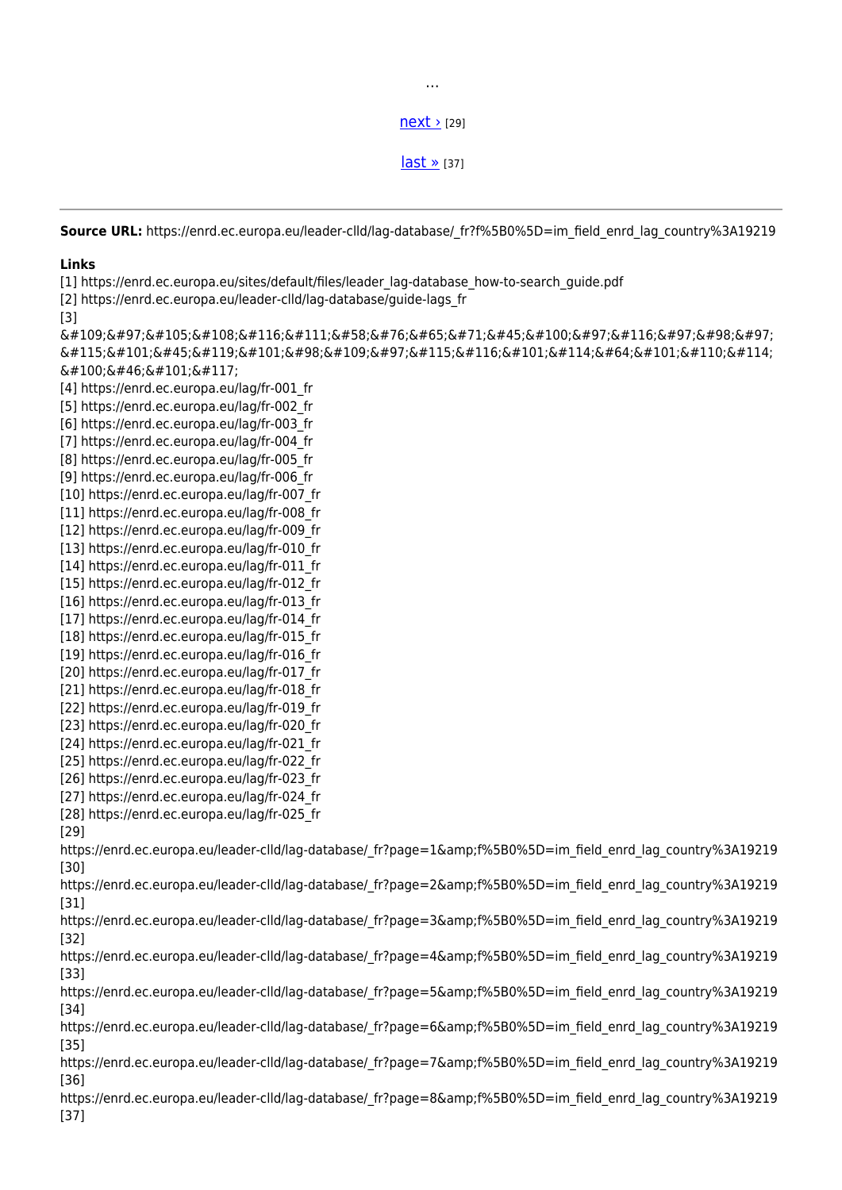…

[next ›](https://enrd.ec.europa.eu/leader-clld/lag-database/_fr?page=1&amp;f%5B0%5D=im_field_enrd_lag_country%3A19219) [29]

[last »]() [37]

---

**Source URL:** https://enrd.ec.europa.eu/leader-clld/lag-database/_fr?f%5B0%5D=im_field_enrd_lag_country%3A19219

**Links**

[1] https://enrd.ec.europa.eu/sites/default/files/leader_lag-database_how-to-search_guide.pdf
[2] https://enrd.ec.europa.eu/leader-clld/lag-database/guide-lags_fr
[3] &#109;&#97;&#105;&#108;&#116;&#111;&#58;&#76;&#65;&#71;&#45;&#100;&#97;&#116;&#97;&#98;&#97;&#115;&#101;&#45;&#119;&#101;&#98;&#109;&#97;&#115;&#116;&#101;&#114;&#64;&#101;&#110;&#114;&#100;&#46;&#101;&#117;
[4] https://enrd.ec.europa.eu/lag/fr-001_fr
[5] https://enrd.ec.europa.eu/lag/fr-002_fr
[6] https://enrd.ec.europa.eu/lag/fr-003_fr
[7] https://enrd.ec.europa.eu/lag/fr-004_fr
[8] https://enrd.ec.europa.eu/lag/fr-005_fr
[9] https://enrd.ec.europa.eu/lag/fr-006_fr
[10] https://enrd.ec.europa.eu/lag/fr-007_fr
[11] https://enrd.ec.europa.eu/lag/fr-008_fr
[12] https://enrd.ec.europa.eu/lag/fr-009_fr
[13] https://enrd.ec.europa.eu/lag/fr-010_fr
[14] https://enrd.ec.europa.eu/lag/fr-011_fr
[15] https://enrd.ec.europa.eu/lag/fr-012_fr
[16] https://enrd.ec.europa.eu/lag/fr-013_fr
[17] https://enrd.ec.europa.eu/lag/fr-014_fr
[18] https://enrd.ec.europa.eu/lag/fr-015_fr
[19] https://enrd.ec.europa.eu/lag/fr-016_fr
[20] https://enrd.ec.europa.eu/lag/fr-017_fr
[21] https://enrd.ec.europa.eu/lag/fr-018_fr
[22] https://enrd.ec.europa.eu/lag/fr-019_fr
[23] https://enrd.ec.europa.eu/lag/fr-020_fr
[24] https://enrd.ec.europa.eu/lag/fr-021_fr
[25] https://enrd.ec.europa.eu/lag/fr-022_fr
[26] https://enrd.ec.europa.eu/lag/fr-023_fr
[27] https://enrd.ec.europa.eu/lag/fr-024_fr
[28] https://enrd.ec.europa.eu/lag/fr-025_fr
[29] https://enrd.ec.europa.eu/leader-clld/lag-database/_fr?page=1&amp;f%5B0%5D=im_field_enrd_lag_country%3A19219
[30] https://enrd.ec.europa.eu/leader-clld/lag-database/_fr?page=2&amp;f%5B0%5D=im_field_enrd_lag_country%3A19219
[31] https://enrd.ec.europa.eu/leader-clld/lag-database/_fr?page=3&amp;f%5B0%5D=im_field_enrd_lag_country%3A19219
[32] https://enrd.ec.europa.eu/leader-clld/lag-database/_fr?page=4&amp;f%5B0%5D=im_field_enrd_lag_country%3A19219
[33] https://enrd.ec.europa.eu/leader-clld/lag-database/_fr?page=5&amp;f%5B0%5D=im_field_enrd_lag_country%3A19219
[34] https://enrd.ec.europa.eu/leader-clld/lag-database/_fr?page=6&amp;f%5B0%5D=im_field_enrd_lag_country%3A19219
[35] https://enrd.ec.europa.eu/leader-clld/lag-database/_fr?page=7&amp;f%5B0%5D=im_field_enrd_lag_country%3A19219
[36] https://enrd.ec.europa.eu/leader-clld/lag-database/_fr?page=8&amp;f%5B0%5D=im_field_enrd_lag_country%3A19219
[37]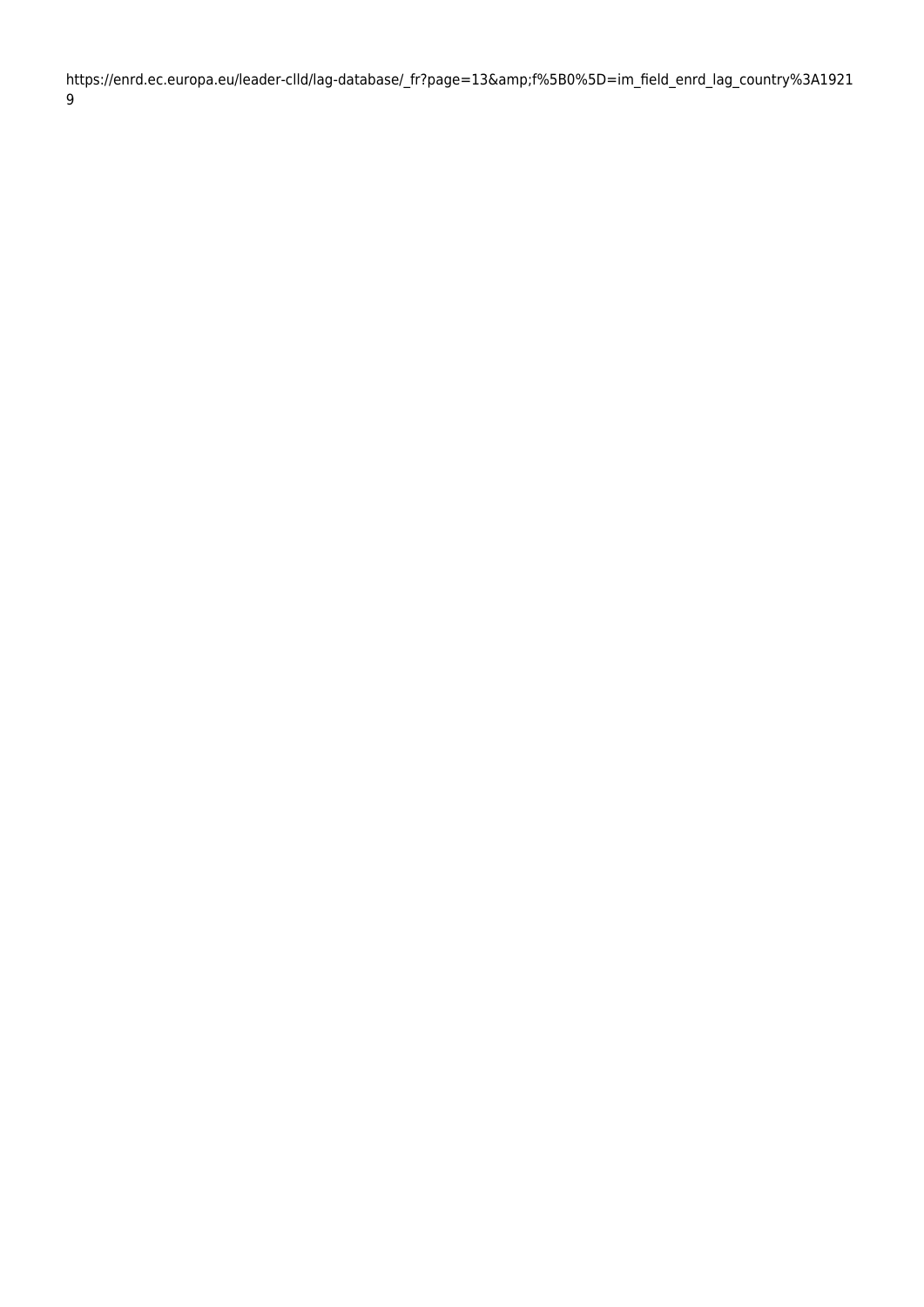https://enrd.ec.europa.eu/leader-clld/lag-database/_fr?page=13&amp;f%5B0%5D=im_field_enrd_lag_country%3A19219